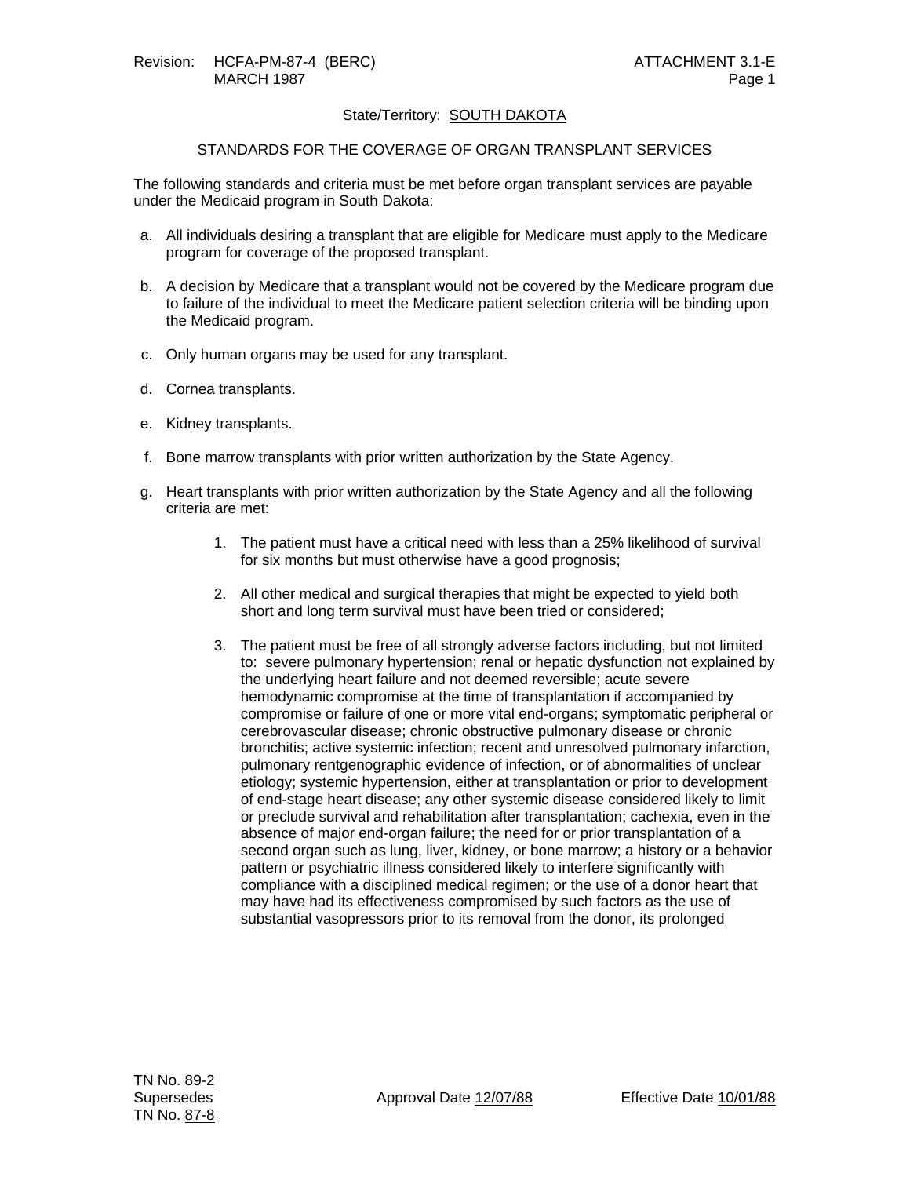State/Territory: <u>SOUTH DAKOTA</u>

STANDARDS FOR THE COVERAGE OF ORGAN TRANSPLANT SERVICES

The following standards and criteria must be met before organ transplant services are payable under the Medicaid program in South Dakota:

a. All individuals desiring a transplant that are eligible for Medicare must apply to the Medicare program for coverage of the proposed transplant.

b. A decision by Medicare that a transplant would not be covered by the Medicare program due to failure of the individual to meet the Medicare patient selection criteria will be binding upon the Medicaid program.

c. Only human organs may be used for any transplant.

d. Cornea transplants.

e. Kidney transplants.

f. Bone marrow transplants with prior written authorization by the State Agency.

g. Heart transplants with prior written authorization by the State Agency and all the following criteria are met:

   1. The patient must have a critical need with less than a 25% likelihood of survival for six months but must otherwise have a good prognosis;

   2. All other medical and surgical therapies that might be expected to yield both short and long term survival must have been tried or considered;

   3. The patient must be free of all strongly adverse factors including, but not limited to: severe pulmonary hypertension; renal or hepatic dysfunction not explained by the underlying heart failure and not deemed reversible; acute severe hemodynamic compromise at the time of transplantation if accompanied by compromise or failure of one or more vital end-organs; symptomatic peripheral or cerebrovascular disease; chronic obstructive pulmonary disease or chronic bronchitis; active systemic infection; recent and unresolved pulmonary infarction, pulmonary rentgenographic evidence of infection, or of abnormalities of unclear etiology; systemic hypertension, either at transplantation or prior to development of end-stage heart disease; any other systemic disease considered likely to limit or preclude survival and rehabilitation after transplantation; cachexia, even in the absence of major end-organ failure; the need for or prior transplantation of a second organ such as lung, liver, kidney, or bone marrow; a history or a behavior pattern or psychiatric illness considered likely to interfere significantly with compliance with a disciplined medical regimen; or the use of a donor heart that may have had its effectiveness compromised by such factors as the use of substantial vasopressors prior to its removal from the donor, its prolonged

TN No. <u>89-2</u>
Supersedes
TN No. <u>87-8</u>

Approval Date <u>12/07/88</u>

Effective Date <u>10/01/88</u>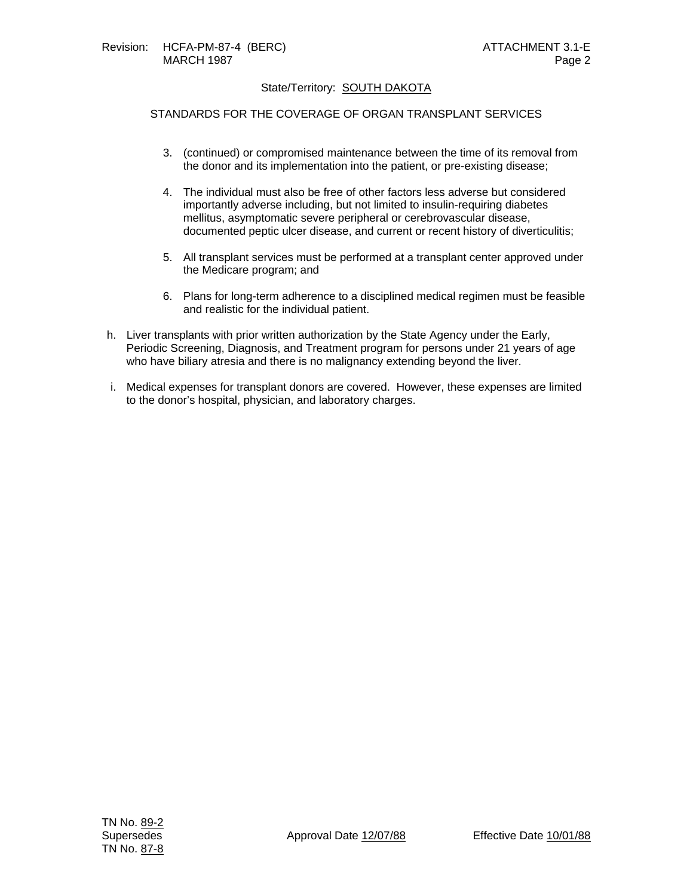State/Territory: SOUTH DAKOTA

STANDARDS FOR THE COVERAGE OF ORGAN TRANSPLANT SERVICES

3. (continued) or compromised maintenance between the time of its removal from the donor and its implementation into the patient, or pre-existing disease;

4. The individual must also be free of other factors less adverse but considered importantly adverse including, but not limited to insulin-requiring diabetes mellitus, asymptomatic severe peripheral or cerebrovascular disease, documented peptic ulcer disease, and current or recent history of diverticulitis;

5. All transplant services must be performed at a transplant center approved under the Medicare program; and

6. Plans for long-term adherence to a disciplined medical regimen must be feasible and realistic for the individual patient.

h. Liver transplants with prior written authorization by the State Agency under the Early, Periodic Screening, Diagnosis, and Treatment program for persons under 21 years of age who have biliary atresia and there is no malignancy extending beyond the liver.

i. Medical expenses for transplant donors are covered. However, these expenses are limited to the donor's hospital, physician, and laboratory charges.

TN No. 89-2
Supersedes
TN No. 87-8

Approval Date 12/07/88

Effective Date 10/01/88